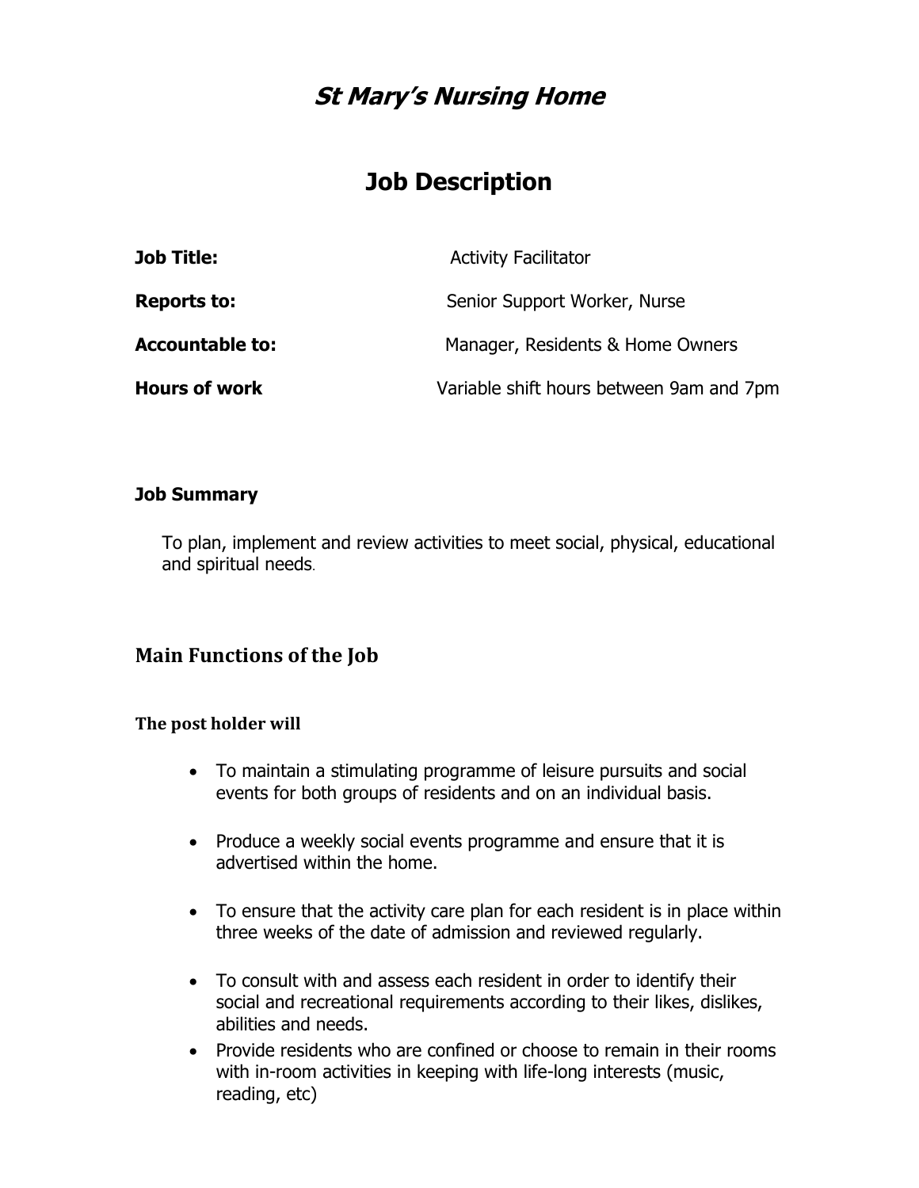# *St Mary's Nursing Home*

## Job Description

| | |
|---|---|
| **Job Title:** | Activity Facilitator |
| **Reports to:** | Senior Support Worker, Nurse |
| **Accountable to:** | Manager, Residents & Home Owners |
| **Hours of work** | Variable shift hours between 9am and 7pm |

### Job Summary

To plan, implement and review activities to meet social, physical, educational and spiritual needs.

## Main Functions of the Job

### The post holder will

- To maintain a stimulating programme of leisure pursuits and social events for both groups of residents and on an individual basis.
- Produce a weekly social events programme and ensure that it is advertised within the home.
- To ensure that the activity care plan for each resident is in place within three weeks of the date of admission and reviewed regularly.
- To consult with and assess each resident in order to identify their social and recreational requirements according to their likes, dislikes, abilities and needs.
- Provide residents who are confined or choose to remain in their rooms with in-room activities in keeping with life-long interests (music, reading, etc)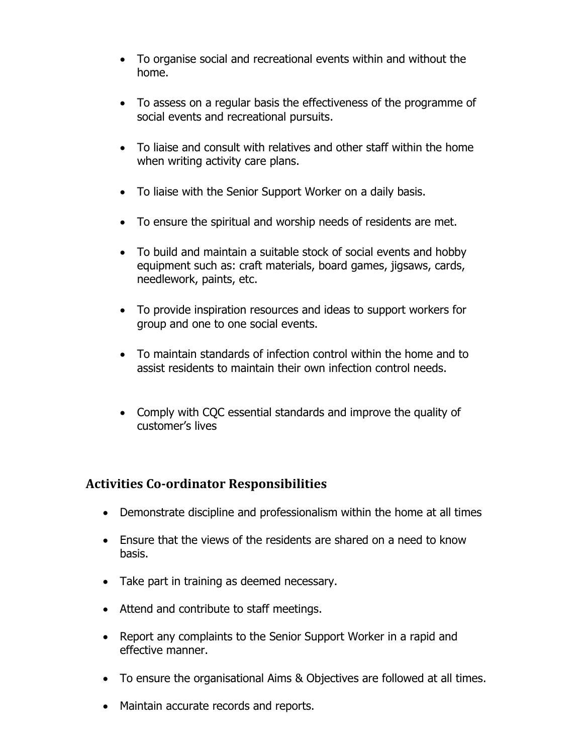- To organise social and recreational events within and without the home.
- To assess on a regular basis the effectiveness of the programme of social events and recreational pursuits.
- To liaise and consult with relatives and other staff within the home when writing activity care plans.
- To liaise with the Senior Support Worker on a daily basis.
- To ensure the spiritual and worship needs of residents are met.
- To build and maintain a suitable stock of social events and hobby equipment such as: craft materials, board games, jigsaws, cards, needlework, paints, etc.
- To provide inspiration resources and ideas to support workers for group and one to one social events.
- To maintain standards of infection control within the home and to assist residents to maintain their own infection control needs.
- Comply with CQC essential standards and improve the quality of customer's lives

## Activities Co-ordinator Responsibilities

- Demonstrate discipline and professionalism within the home at all times
- Ensure that the views of the residents are shared on a need to know basis.
- Take part in training as deemed necessary.
- Attend and contribute to staff meetings.
- Report any complaints to the Senior Support Worker in a rapid and effective manner.
- To ensure the organisational Aims & Objectives are followed at all times.
- Maintain accurate records and reports.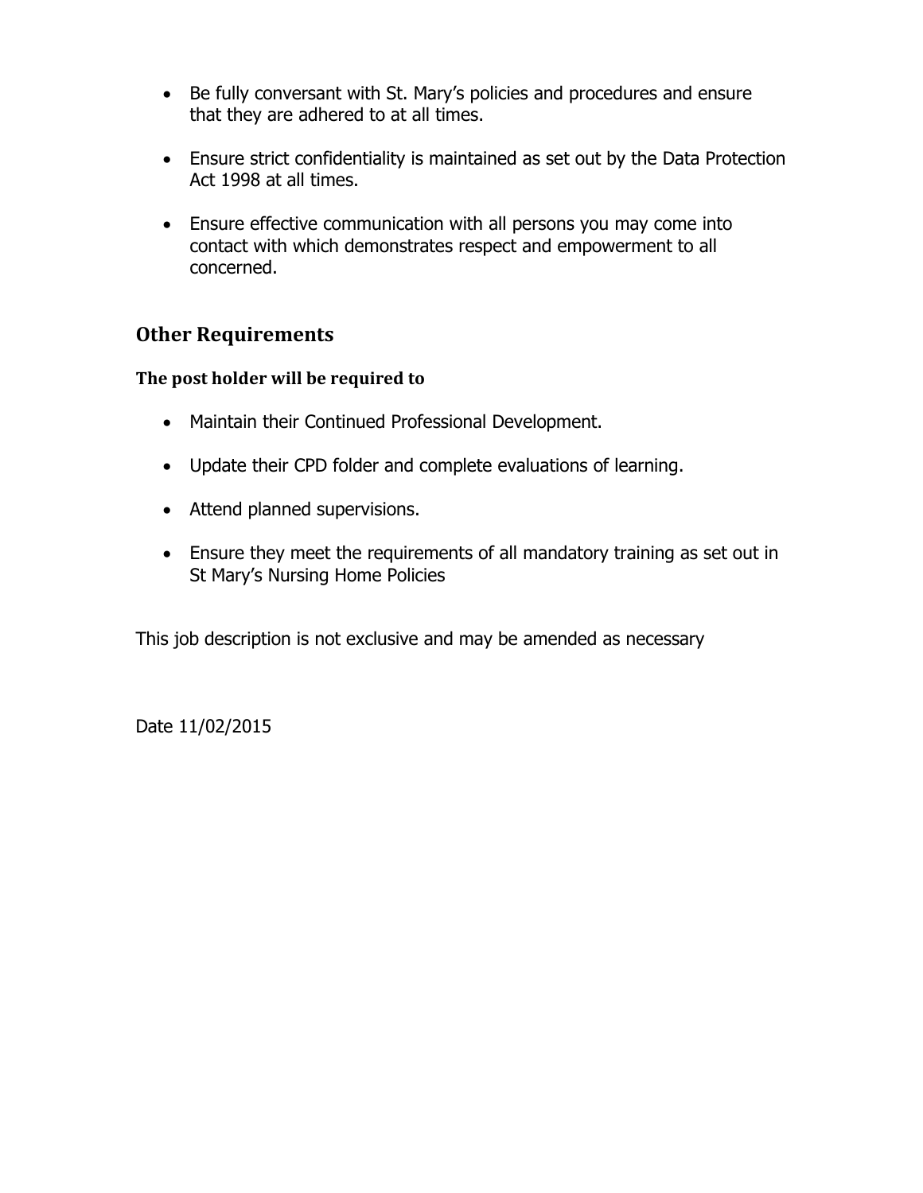- Be fully conversant with St. Mary's policies and procedures and ensure that they are adhered to at all times.

- Ensure strict confidentiality is maintained as set out by the Data Protection Act 1998 at all times.

- Ensure effective communication with all persons you may come into contact with which demonstrates respect and empowerment to all concerned.

## Other Requirements

**The post holder will be required to**

- Maintain their Continued Professional Development.

- Update their CPD folder and complete evaluations of learning.

- Attend planned supervisions.

- Ensure they meet the requirements of all mandatory training as set out in St Mary's Nursing Home Policies

This job description is not exclusive and may be amended as necessary

Date 11/02/2015